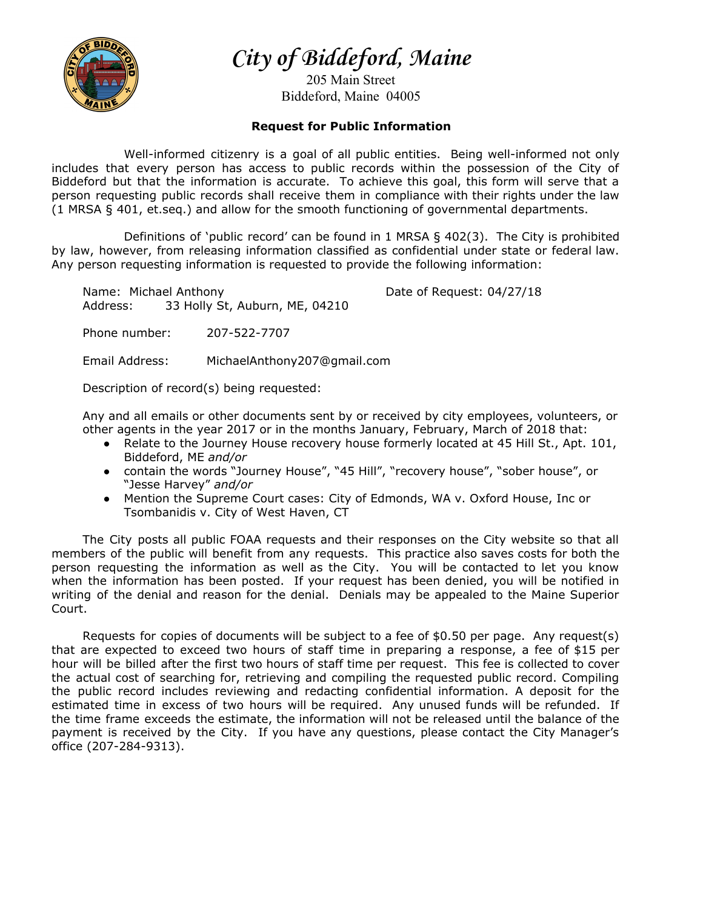# City of Biddeford, Maine

205 Main Street
Biddeford, Maine 04005

**Request for Public Information**

Well-informed citizenry is a goal of all public entities. Being well-informed not only includes that every person has access to public records within the possession of the City of Biddeford but that the information is accurate. To achieve this goal, this form will serve that a person requesting public records shall receive them in compliance with their rights under the law (1 MRSA § 401, et.seq.) and allow for the smooth functioning of governmental departments.

Definitions of 'public record' can be found in 1 MRSA § 402(3). The City is prohibited by law, however, from releasing information classified as confidential under state or federal law. Any person requesting information is requested to provide the following information:

Name: Michael Anthony
Address: 33 Holly St, Auburn, ME, 04210

Date of Request: 04/27/18

Phone number: 207-522-7707

Email Address: MichaelAnthony207@gmail.com

Description of record(s) being requested:

Any and all emails or other documents sent by or received by city employees, volunteers, or other agents in the year 2017 or in the months January, February, March of 2018 that:

- Relate to the Journey House recovery house formerly located at 45 Hill St., Apt. 101, Biddeford, ME *and/or*
- contain the words "Journey House", "45 Hill", "recovery house", "sober house", or "Jesse Harvey" *and/or*
- Mention the Supreme Court cases: City of Edmonds, WA v. Oxford House, Inc or Tsombanidis v. City of West Haven, CT

The City posts all public FOAA requests and their responses on the City website so that all members of the public will benefit from any requests. This practice also saves costs for both the person requesting the information as well as the City. You will be contacted to let you know when the information has been posted. If your request has been denied, you will be notified in writing of the denial and reason for the denial. Denials may be appealed to the Maine Superior Court.

Requests for copies of documents will be subject to a fee of $0.50 per page. Any request(s) that are expected to exceed two hours of staff time in preparing a response, a fee of $15 per hour will be billed after the first two hours of staff time per request. This fee is collected to cover the actual cost of searching for, retrieving and compiling the requested public record. Compiling the public record includes reviewing and redacting confidential information. A deposit for the estimated time in excess of two hours will be required. Any unused funds will be refunded. If the time frame exceeds the estimate, the information will not be released until the balance of the payment is received by the City. If you have any questions, please contact the City Manager's office (207-284-9313).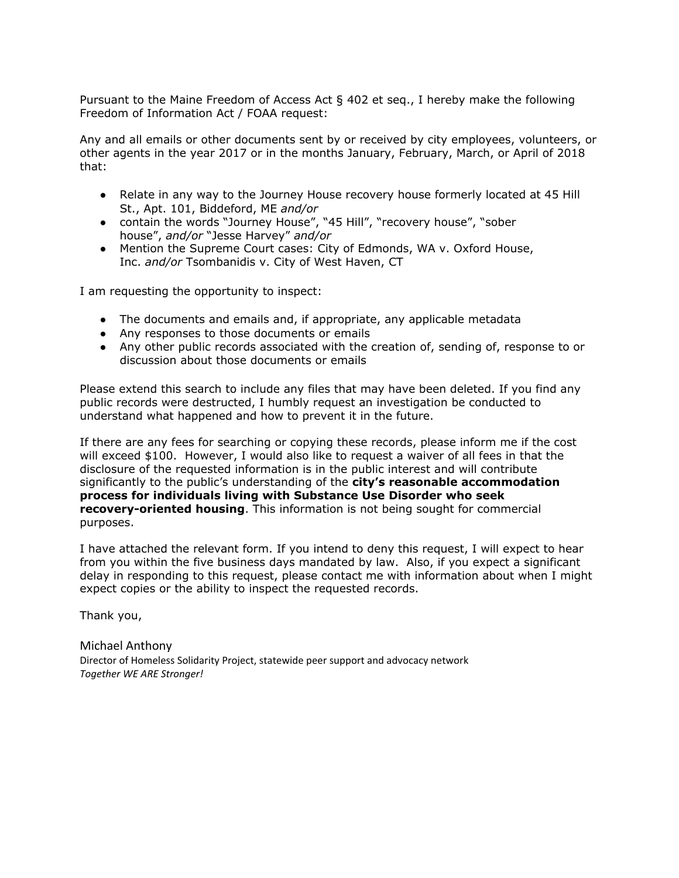Pursuant to the Maine Freedom of Access Act § 402 et seq., I hereby make the following Freedom of Information Act / FOAA request:

Any and all emails or other documents sent by or received by city employees, volunteers, or other agents in the year 2017 or in the months January, February, March, or April of 2018 that:

- Relate in any way to the Journey House recovery house formerly located at 45 Hill St., Apt. 101, Biddeford, ME *and/or*
- contain the words "Journey House", "45 Hill", "recovery house", "sober house", *and/or* "Jesse Harvey" *and/or*
- Mention the Supreme Court cases: City of Edmonds, WA v. Oxford House, Inc. *and/or* Tsombanidis v. City of West Haven, CT

I am requesting the opportunity to inspect:

- The documents and emails and, if appropriate, any applicable metadata
- Any responses to those documents or emails
- Any other public records associated with the creation of, sending of, response to or discussion about those documents or emails

Please extend this search to include any files that may have been deleted. If you find any public records were destructed, I humbly request an investigation be conducted to understand what happened and how to prevent it in the future.

If there are any fees for searching or copying these records, please inform me if the cost will exceed $100. However, I would also like to request a waiver of all fees in that the disclosure of the requested information is in the public interest and will contribute significantly to the public's understanding of the **city's reasonable accommodation process for individuals living with Substance Use Disorder who seek recovery-oriented housing**. This information is not being sought for commercial purposes.

I have attached the relevant form. If you intend to deny this request, I will expect to hear from you within the five business days mandated by law. Also, if you expect a significant delay in responding to this request, please contact me with information about when I might expect copies or the ability to inspect the requested records.

Thank you,

Michael Anthony
Director of Homeless Solidarity Project, statewide peer support and advocacy network
*Together WE ARE Stronger!*